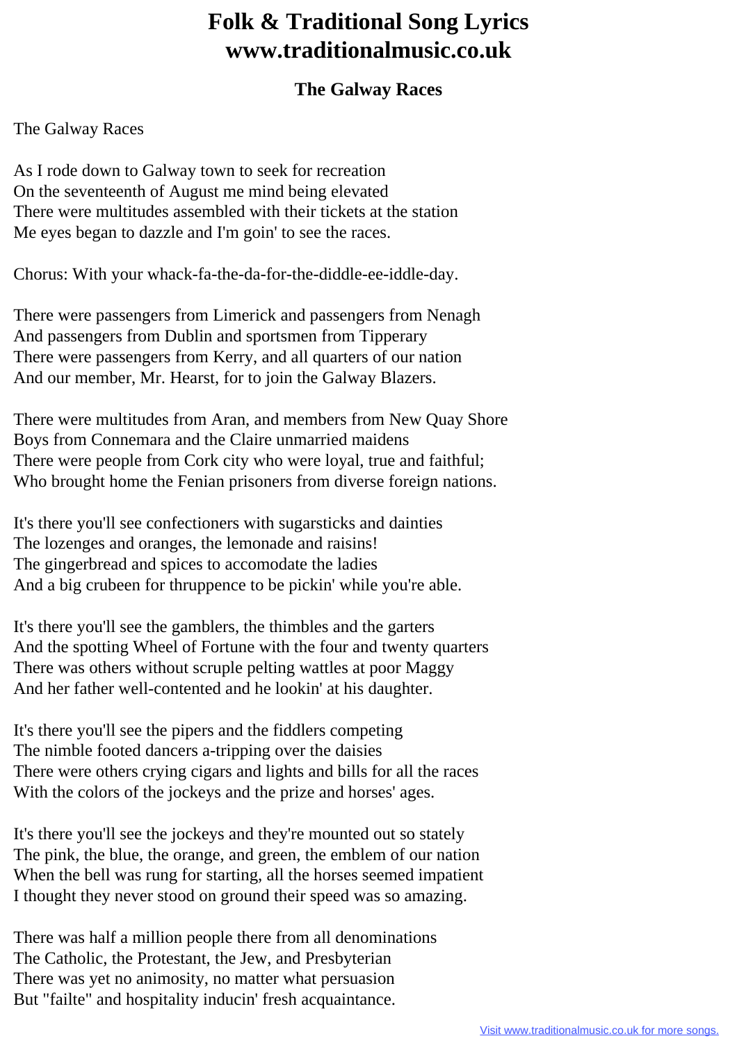# Folk & Traditional Song Lyrics
# www.traditionalmusic.co.uk

### The Galway Races

The Galway Races

As I rode down to Galway town to seek for recreation
On the seventeenth of August me mind being elevated
There were multitudes assembled with their tickets at the station
Me eyes began to dazzle and I'm goin' to see the races.

Chorus: With your whack-fa-the-da-for-the-diddle-ee-iddle-day.

There were passengers from Limerick and passengers from Nenagh
And passengers from Dublin and sportsmen from Tipperary
There were passengers from Kerry, and all quarters of our nation
And our member, Mr. Hearst, for to join the Galway Blazers.

There were multitudes from Aran, and members from New Quay Shore
Boys from Connemara and the Claire unmarried maidens
There were people from Cork city who were loyal, true and faithful;
Who brought home the Fenian prisoners from diverse foreign nations.

It's there you'll see confectioners with sugarsticks and dainties
The lozenges and oranges, the lemonade and raisins!
The gingerbread and spices to accomodate the ladies
And a big crubeen for thruppence to be pickin' while you're able.

It's there you'll see the gamblers, the thimbles and the garters
And the spotting Wheel of Fortune with the four and twenty quarters
There was others without scruple pelting wattles at poor Maggy
And her father well-contented and he lookin' at his daughter.

It's there you'll see the pipers and the fiddlers competing
The nimble footed dancers a-tripping over the daisies
There were others crying cigars and lights and bills for all the races
With the colors of the jockeys and the prize and horses' ages.

It's there you'll see the jockeys and they're mounted out so stately
The pink, the blue, the orange, and green, the emblem of our nation
When the bell was rung for starting, all the horses seemed impatient
I thought they never stood on ground their speed was so amazing.

There was half a million people there from all denominations
The Catholic, the Protestant, the Jew, and Presbyterian
There was yet no animosity, no matter what persuasion
But "failte" and hospitality inducin' fresh acquaintance.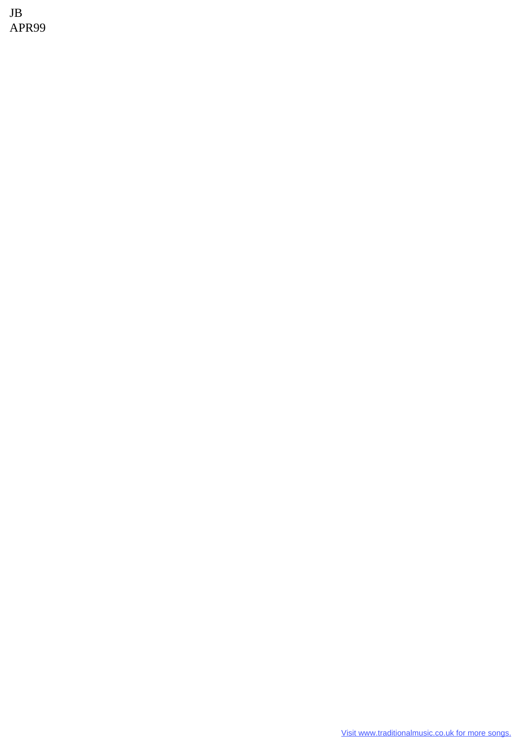JB
APR99

Visit www.traditionalmusic.co.uk for more songs.